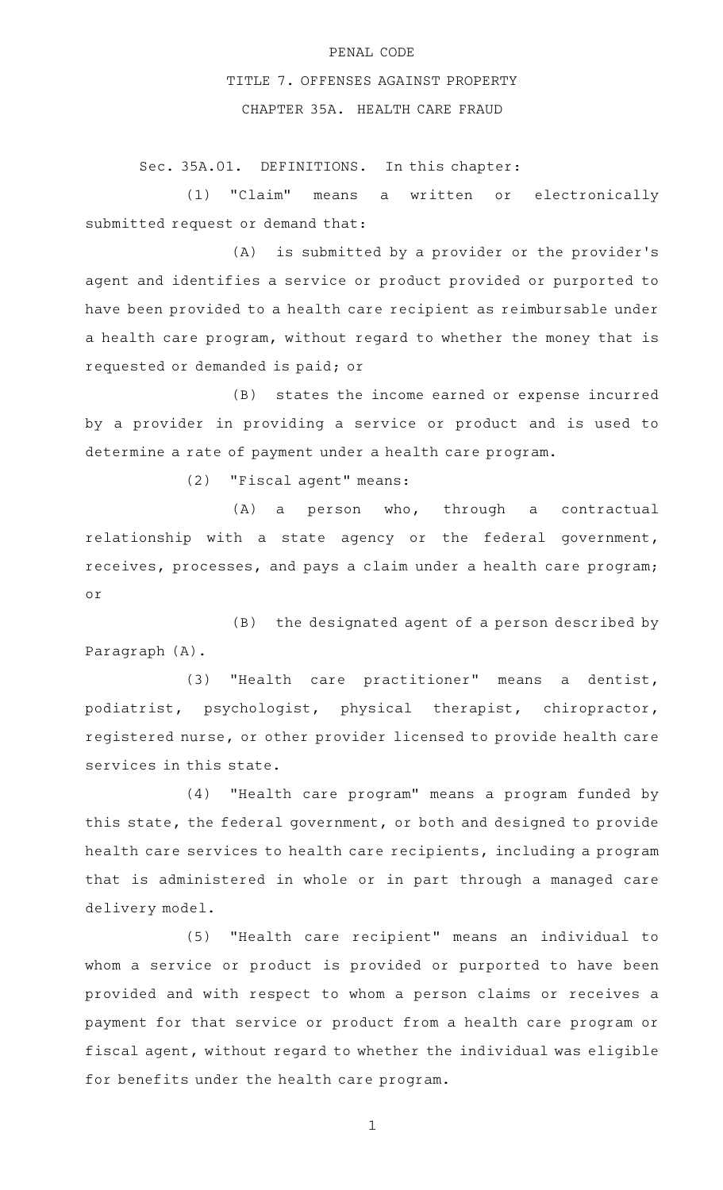PENAL CODE

TITLE 7. OFFENSES AGAINST PROPERTY

CHAPTER 35A. HEALTH CARE FRAUD

Sec. 35A.01. DEFINITIONS. In this chapter:

(1) "Claim" means a written or electronically submitted request or demand that:

(A) is submitted by a provider or the provider's agent and identifies a service or product provided or purported to have been provided to a health care recipient as reimbursable under a health care program, without regard to whether the money that is requested or demanded is paid; or

(B) states the income earned or expense incurred by a provider in providing a service or product and is used to determine a rate of payment under a health care program.

(2) "Fiscal agent" means:

(A) a person who, through a contractual relationship with a state agency or the federal government, receives, processes, and pays a claim under a health care program; or

(B) the designated agent of a person described by Paragraph (A).

(3) "Health care practitioner" means a dentist, podiatrist, psychologist, physical therapist, chiropractor, registered nurse, or other provider licensed to provide health care services in this state.

(4) "Health care program" means a program funded by this state, the federal government, or both and designed to provide health care services to health care recipients, including a program that is administered in whole or in part through a managed care delivery model.

(5) "Health care recipient" means an individual to whom a service or product is provided or purported to have been provided and with respect to whom a person claims or receives a payment for that service or product from a health care program or fiscal agent, without regard to whether the individual was eligible for benefits under the health care program.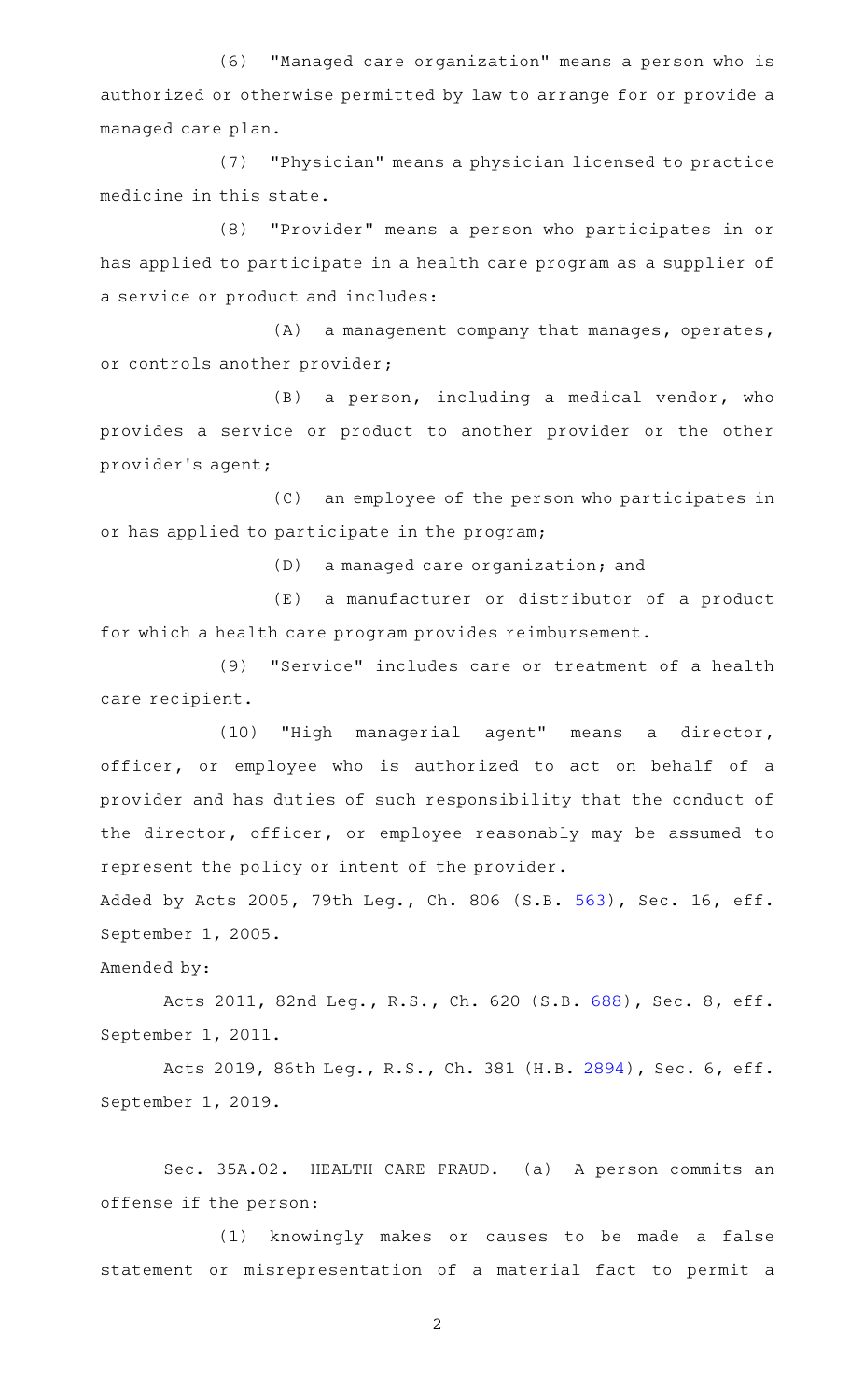(6) "Managed care organization" means a person who is authorized or otherwise permitted by law to arrange for or provide a managed care plan.

(7) "Physician" means a physician licensed to practice medicine in this state.

(8) "Provider" means a person who participates in or has applied to participate in a health care program as a supplier of a service or product and includes:

(A) a management company that manages, operates, or controls another provider;

(B) a person, including a medical vendor, who provides a service or product to another provider or the other provider's agent;

(C) an employee of the person who participates in or has applied to participate in the program;

(D) a managed care organization; and

(E) a manufacturer or distributor of a product for which a health care program provides reimbursement.

(9) "Service" includes care or treatment of a health care recipient.

(10) "High managerial agent" means a director, officer, or employee who is authorized to act on behalf of a provider and has duties of such responsibility that the conduct of the director, officer, or employee reasonably may be assumed to represent the policy or intent of the provider.

Added by Acts 2005, 79th Leg., Ch. 806 (S.B. 563), Sec. 16, eff. September 1, 2005.

Amended by:

Acts 2011, 82nd Leg., R.S., Ch. 620 (S.B. 688), Sec. 8, eff. September 1, 2011.

Acts 2019, 86th Leg., R.S., Ch. 381 (H.B. 2894), Sec. 6, eff. September 1, 2019.

Sec. 35A.02. HEALTH CARE FRAUD. (a) A person commits an offense if the person:

(1) knowingly makes or causes to be made a false statement or misrepresentation of a material fact to permit a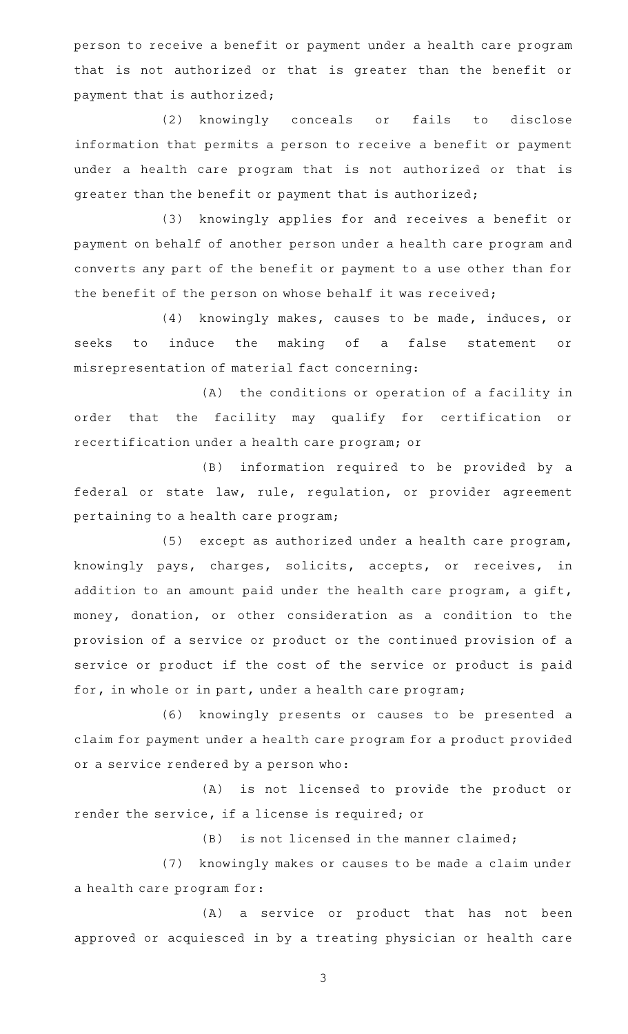person to receive a benefit or payment under a health care program that is not authorized or that is greater than the benefit or payment that is authorized;

(2) knowingly conceals or fails to disclose information that permits a person to receive a benefit or payment under a health care program that is not authorized or that is greater than the benefit or payment that is authorized;

(3) knowingly applies for and receives a benefit or payment on behalf of another person under a health care program and converts any part of the benefit or payment to a use other than for the benefit of the person on whose behalf it was received;

(4) knowingly makes, causes to be made, induces, or seeks to induce the making of a false statement or misrepresentation of material fact concerning:

(A) the conditions or operation of a facility in order that the facility may qualify for certification or recertification under a health care program; or

(B) information required to be provided by a federal or state law, rule, regulation, or provider agreement pertaining to a health care program;

(5) except as authorized under a health care program, knowingly pays, charges, solicits, accepts, or receives, in addition to an amount paid under the health care program, a gift, money, donation, or other consideration as a condition to the provision of a service or product or the continued provision of a service or product if the cost of the service or product is paid for, in whole or in part, under a health care program;

(6) knowingly presents or causes to be presented a claim for payment under a health care program for a product provided or a service rendered by a person who:

(A) is not licensed to provide the product or render the service, if a license is required; or

(B) is not licensed in the manner claimed;

(7) knowingly makes or causes to be made a claim under a health care program for:

(A) a service or product that has not been approved or acquiesced in by a treating physician or health care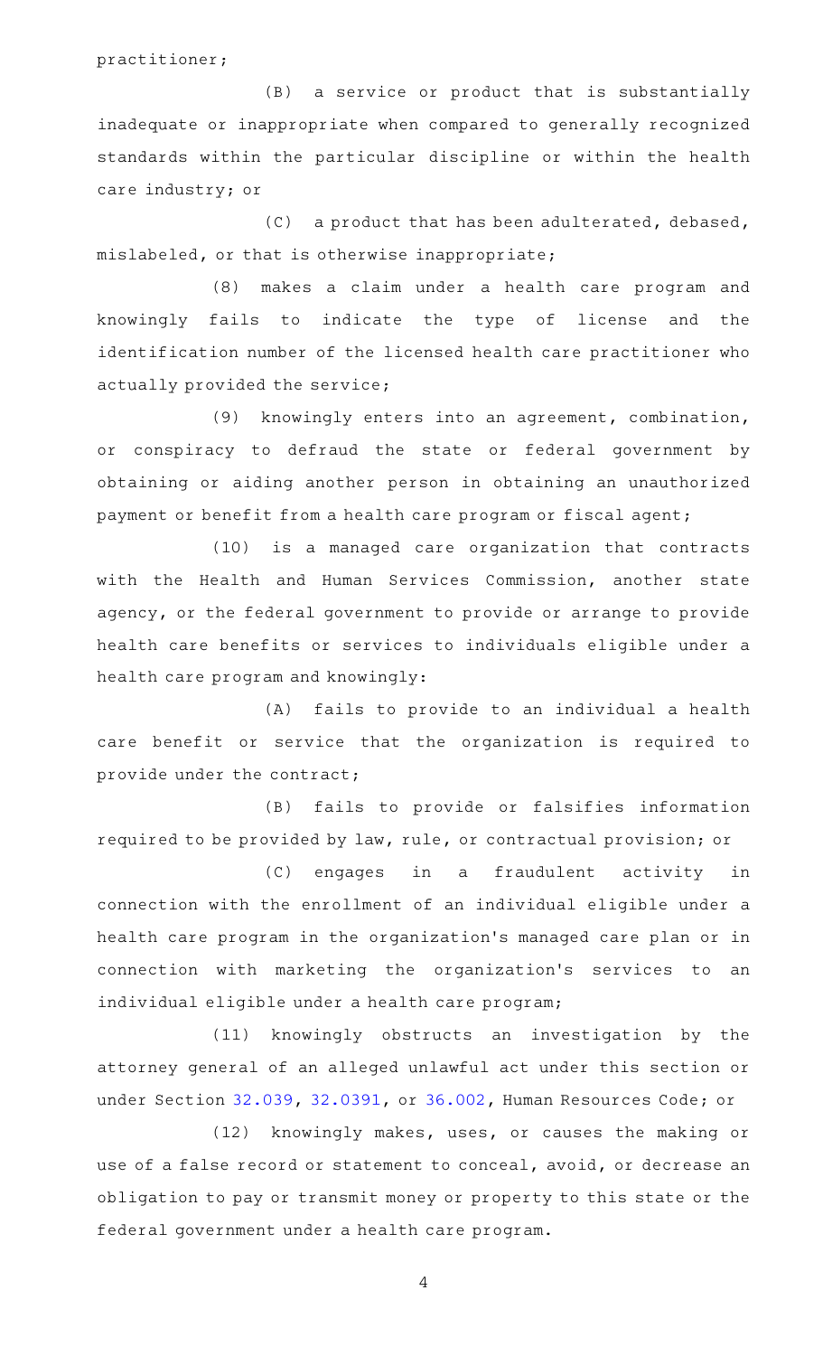practitioner;

(B) a service or product that is substantially inadequate or inappropriate when compared to generally recognized standards within the particular discipline or within the health care industry; or

(C) a product that has been adulterated, debased, mislabeled, or that is otherwise inappropriate;

(8) makes a claim under a health care program and knowingly fails to indicate the type of license and the identification number of the licensed health care practitioner who actually provided the service;

(9) knowingly enters into an agreement, combination, or conspiracy to defraud the state or federal government by obtaining or aiding another person in obtaining an unauthorized payment or benefit from a health care program or fiscal agent;

(10) is a managed care organization that contracts with the Health and Human Services Commission, another state agency, or the federal government to provide or arrange to provide health care benefits or services to individuals eligible under a health care program and knowingly:

(A) fails to provide to an individual a health care benefit or service that the organization is required to provide under the contract;

(B) fails to provide or falsifies information required to be provided by law, rule, or contractual provision; or

(C) engages in a fraudulent activity in connection with the enrollment of an individual eligible under a health care program in the organization's managed care plan or in connection with marketing the organization's services to an individual eligible under a health care program;

(11) knowingly obstructs an investigation by the attorney general of an alleged unlawful act under this section or under Section 32.039, 32.0391, or 36.002, Human Resources Code; or

(12) knowingly makes, uses, or causes the making or use of a false record or statement to conceal, avoid, or decrease an obligation to pay or transmit money or property to this state or the federal government under a health care program.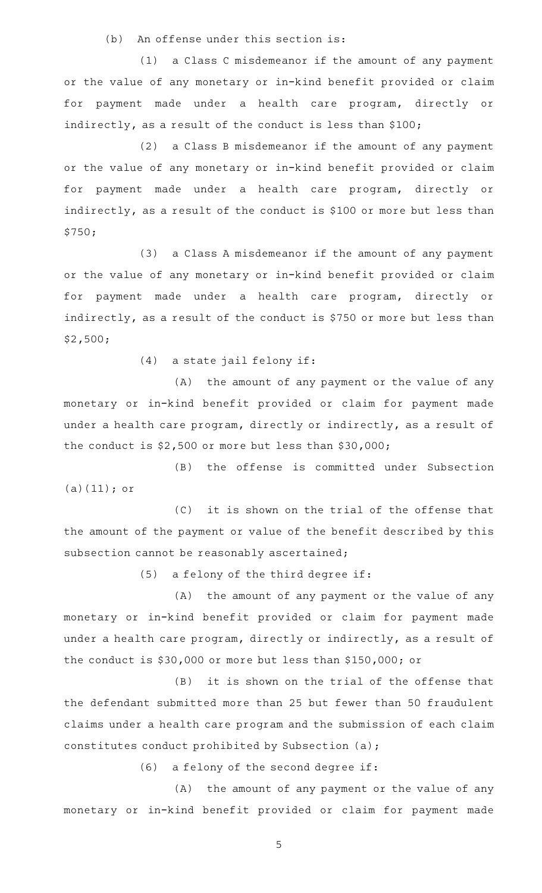(b) An offense under this section is:

(1) a Class C misdemeanor if the amount of any payment or the value of any monetary or in-kind benefit provided or claim for payment made under a health care program, directly or indirectly, as a result of the conduct is less than $100;

(2) a Class B misdemeanor if the amount of any payment or the value of any monetary or in-kind benefit provided or claim for payment made under a health care program, directly or indirectly, as a result of the conduct is $100 or more but less than $750;

(3) a Class A misdemeanor if the amount of any payment or the value of any monetary or in-kind benefit provided or claim for payment made under a health care program, directly or indirectly, as a result of the conduct is $750 or more but less than $2,500;

(4) a state jail felony if:

(A) the amount of any payment or the value of any monetary or in-kind benefit provided or claim for payment made under a health care program, directly or indirectly, as a result of the conduct is $2,500 or more but less than $30,000;

(B) the offense is committed under Subsection (a)(11); or

(C) it is shown on the trial of the offense that the amount of the payment or value of the benefit described by this subsection cannot be reasonably ascertained;

(5) a felony of the third degree if:

(A) the amount of any payment or the value of any monetary or in-kind benefit provided or claim for payment made under a health care program, directly or indirectly, as a result of the conduct is $30,000 or more but less than $150,000; or

(B) it is shown on the trial of the offense that the defendant submitted more than 25 but fewer than 50 fraudulent claims under a health care program and the submission of each claim constitutes conduct prohibited by Subsection (a);

(6) a felony of the second degree if:

(A) the amount of any payment or the value of any monetary or in-kind benefit provided or claim for payment made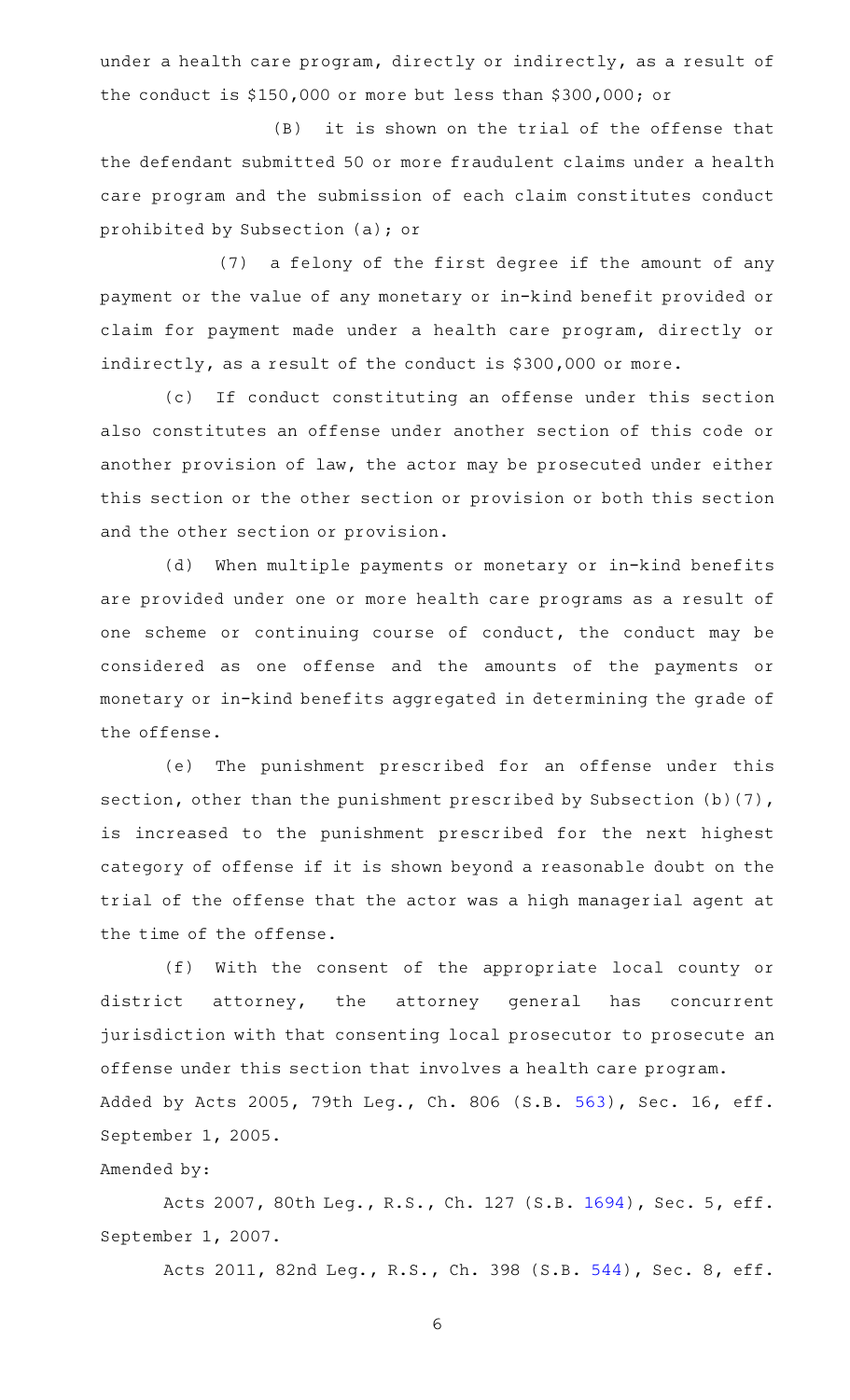under a health care program, directly or indirectly, as a result of the conduct is $150,000 or more but less than $300,000; or

(B) it is shown on the trial of the offense that the defendant submitted 50 or more fraudulent claims under a health care program and the submission of each claim constitutes conduct prohibited by Subsection (a); or

(7) a felony of the first degree if the amount of any payment or the value of any monetary or in-kind benefit provided or claim for payment made under a health care program, directly or indirectly, as a result of the conduct is $300,000 or more.

(c) If conduct constituting an offense under this section also constitutes an offense under another section of this code or another provision of law, the actor may be prosecuted under either this section or the other section or provision or both this section and the other section or provision.

(d) When multiple payments or monetary or in-kind benefits are provided under one or more health care programs as a result of one scheme or continuing course of conduct, the conduct may be considered as one offense and the amounts of the payments or monetary or in-kind benefits aggregated in determining the grade of the offense.

(e) The punishment prescribed for an offense under this section, other than the punishment prescribed by Subsection (b)(7), is increased to the punishment prescribed for the next highest category of offense if it is shown beyond a reasonable doubt on the trial of the offense that the actor was a high managerial agent at the time of the offense.

(f) With the consent of the appropriate local county or district attorney, the attorney general has concurrent jurisdiction with that consenting local prosecutor to prosecute an offense under this section that involves a health care program.

Added by Acts 2005, 79th Leg., Ch. 806 (S.B. 563), Sec. 16, eff. September 1, 2005.

Amended by:

Acts 2007, 80th Leg., R.S., Ch. 127 (S.B. 1694), Sec. 5, eff. September 1, 2007.

Acts 2011, 82nd Leg., R.S., Ch. 398 (S.B. 544), Sec. 8, eff.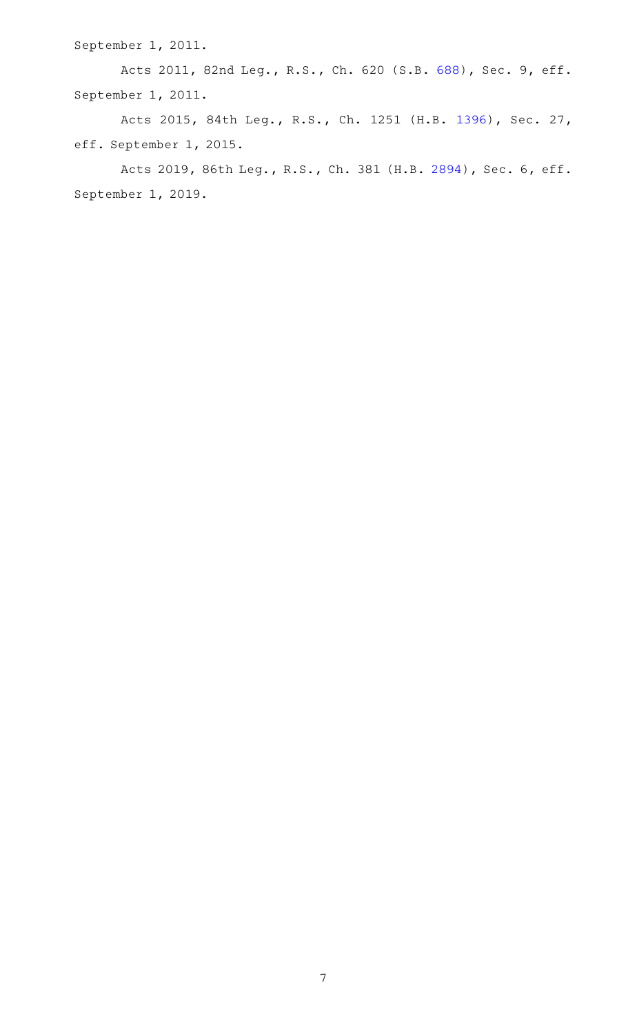September 1, 2011.

Acts 2011, 82nd Leg., R.S., Ch. 620 (S.B. 688), Sec. 9, eff. September 1, 2011.

Acts 2015, 84th Leg., R.S., Ch. 1251 (H.B. 1396), Sec. 27, eff. September 1, 2015.

Acts 2019, 86th Leg., R.S., Ch. 381 (H.B. 2894), Sec. 6, eff. September 1, 2019.